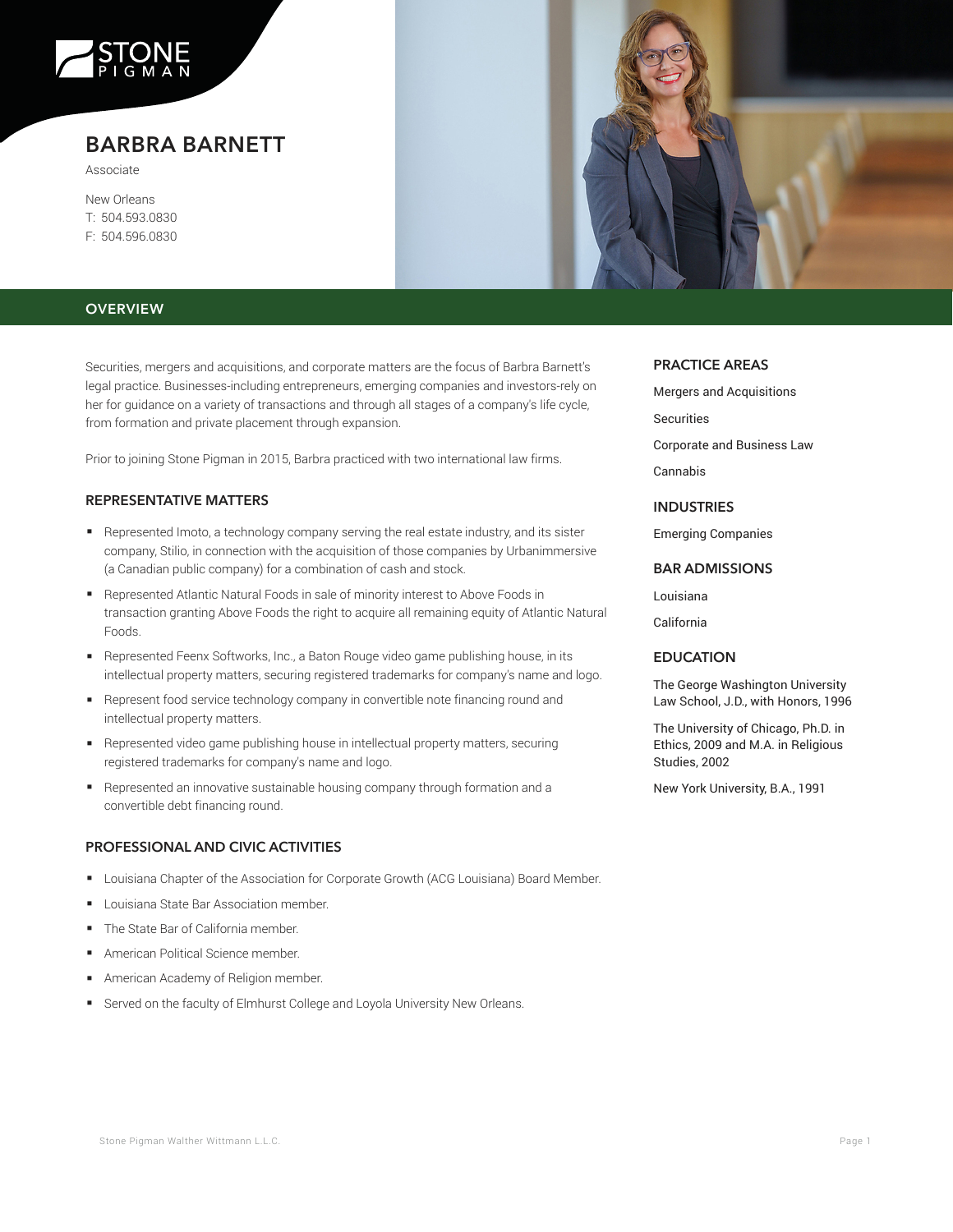# BARBRA BARNETT

Associate

New Orleans
T: 504.593.0830
F: 504.596.0830

## OVERVIEW

Securities, mergers and acquisitions, and corporate matters are the focus of Barbra Barnett's legal practice. Businesses-including entrepreneurs, emerging companies and investors-rely on her for guidance on a variety of transactions and through all stages of a company's life cycle, from formation and private placement through expansion.

Prior to joining Stone Pigman in 2015, Barbra practiced with two international law firms.

### REPRESENTATIVE MATTERS

- Represented Imoto, a technology company serving the real estate industry, and its sister company, Stilio, in connection with the acquisition of those companies by Urbanimmersive (a Canadian public company) for a combination of cash and stock.
- Represented Atlantic Natural Foods in sale of minority interest to Above Foods in transaction granting Above Foods the right to acquire all remaining equity of Atlantic Natural Foods.
- Represented Feenx Softworks, Inc., a Baton Rouge video game publishing house, in its intellectual property matters, securing registered trademarks for company's name and logo.
- Represent food service technology company in convertible note financing round and intellectual property matters.
- Represented video game publishing house in intellectual property matters, securing registered trademarks for company's name and logo.
- Represented an innovative sustainable housing company through formation and a convertible debt financing round.

### PROFESSIONAL AND CIVIC ACTIVITIES

- Louisiana Chapter of the Association for Corporate Growth (ACG Louisiana) Board Member.
- Louisiana State Bar Association member.
- The State Bar of California member.
- American Political Science member.
- American Academy of Religion member.
- Served on the faculty of Elmhurst College and Loyola University New Orleans.

### PRACTICE AREAS

Mergers and Acquisitions

Securities

Corporate and Business Law

Cannabis

### INDUSTRIES

Emerging Companies

### BAR ADMISSIONS

Louisiana

California

### EDUCATION

The George Washington University Law School, J.D., with Honors, 1996

The University of Chicago, Ph.D. in Ethics, 2009 and M.A. in Religious Studies, 2002

New York University, B.A., 1991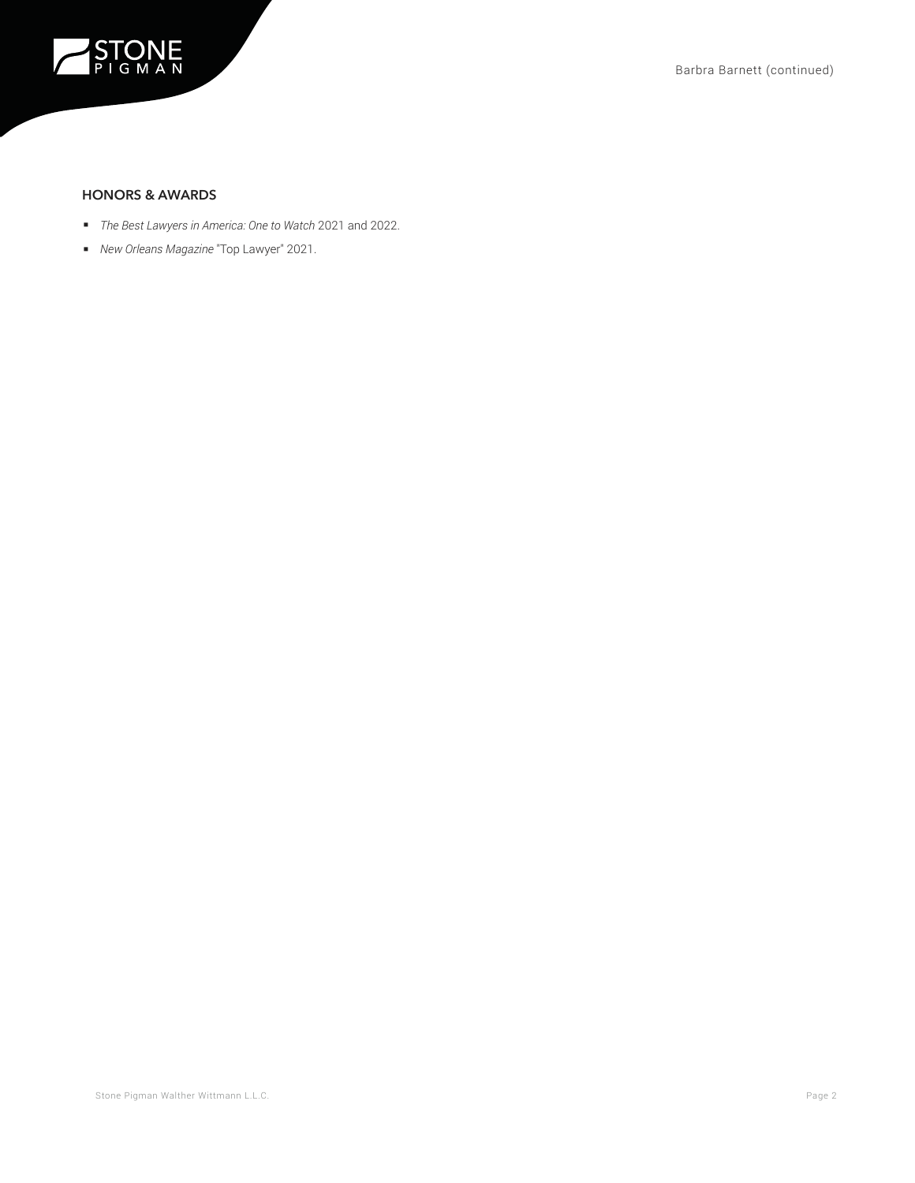## HONORS & AWARDS

- *The Best Lawyers in America: One to Watch* 2021 and 2022.
- *New Orleans Magazine* "Top Lawyer" 2021.